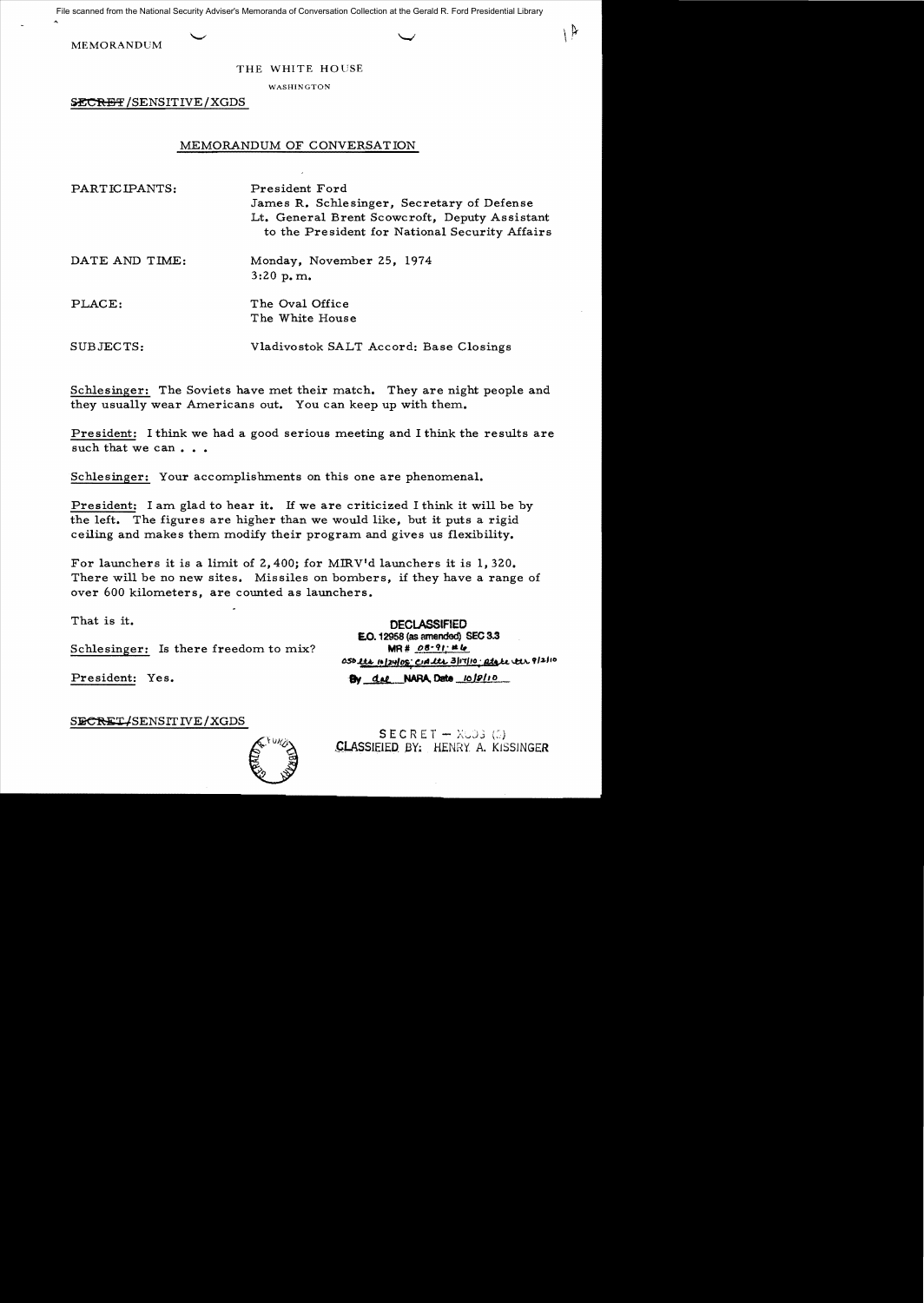File scanned from the National Security Adviser's Memoranda of Conversation Collection at the Gerald R. Ford Presidential Library

MEMORANDUM

THE WHITE HOUSE

WASHINGTON

~~SECRET~~/SENSITIVE/XGDS

## MEMORANDUM OF CONVERSATION

PARTICIPANTS: President Ford
James R. Schlesinger, Secretary of Defense
Lt. General Brent Scowcroft, Deputy Assistant to the President for National Security Affairs

DATE AND TIME: Monday, November 25, 1974
3:20 p.m.

PLACE: The Oval Office
The White House

SUBJECTS: Vladivostok SALT Accord: Base Closings

Schlesinger: The Soviets have met their match. They are night people and they usually wear Americans out. You can keep up with them.

President: I think we had a good serious meeting and I think the results are such that we can . . .

Schlesinger: Your accomplishments on this one are phenomenal.

President: I am glad to hear it. If we are criticized I think it will be by the left. The figures are higher than we would like, but it puts a rigid ceiling and makes them modify their program and gives us flexibility.

For launchers it is a limit of 2,400; for MIRV'd launchers it is 1,320. There will be no new sites. Missiles on bombers, if they have a range of over 600 kilometers, are counted as launchers.

That is it.

Schlesinger: Is there freedom to mix?

President: Yes.

DECLASSIFIED
E.O. 12958 (as amended) SEC 3.3
MR # 08-91; #6
OSD ltr 10/24/08; CIA ltr 3/17/10; State ltr 9/2/10
By dal NARA, Date 10/8/10

~~SECRET~~/SENSITIVE/XGDS

SECRET — XGDS (3)
CLASSIFIED BY: HENRY A. KISSINGER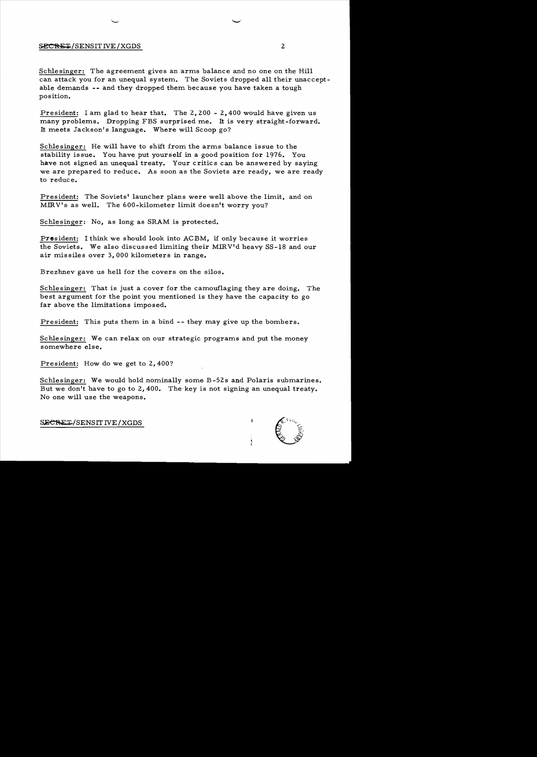Schlesinger: The agreement gives an arms balance and no one on the Hill can attack you for an unequal system. The Soviets dropped all their unacceptable demands -- and they dropped them because you have taken a tough position.

President: I am glad to hear that. The 2,200 - 2,400 would have given us many problems. Dropping FBS surprised me. It is very straight-forward. It meets Jackson's language. Where will Scoop go?

Schlesinger: He will have to shift from the arms balance issue to the stability issue. You have put yourself in a good position for 1976. You have not signed an unequal treaty. Your critics can be answered by saying we are prepared to reduce. As soon as the Soviets are ready, we are ready to reduce.

President: The Soviets' launcher plans were well above the limit, and on MIRV's as well. The 600-kilometer limit doesn't worry you?

Schlesinger: No, as long as SRAM is protected.

President: I think we should look into ACBM, if only because it worries the Soviets. We also discussed limiting their MIRV'd heavy SS-18 and our air missiles over 3,000 kilometers in range.

Brezhnev gave us hell for the covers on the silos.

Schlesinger: That is just a cover for the camouflaging they are doing. The best argument for the point you mentioned is they have the capacity to go far above the limitations imposed.

President: This puts them in a bind -- they may give up the bombers.

Schlesinger: We can relax on our strategic programs and put the money somewhere else.

President: How do we get to 2,400?

Schlesinger: We would hold nominally some B-52s and Polaris submarines. But we don't have to go to 2,400. The key is not signing an unequal treaty. No one will use the weapons.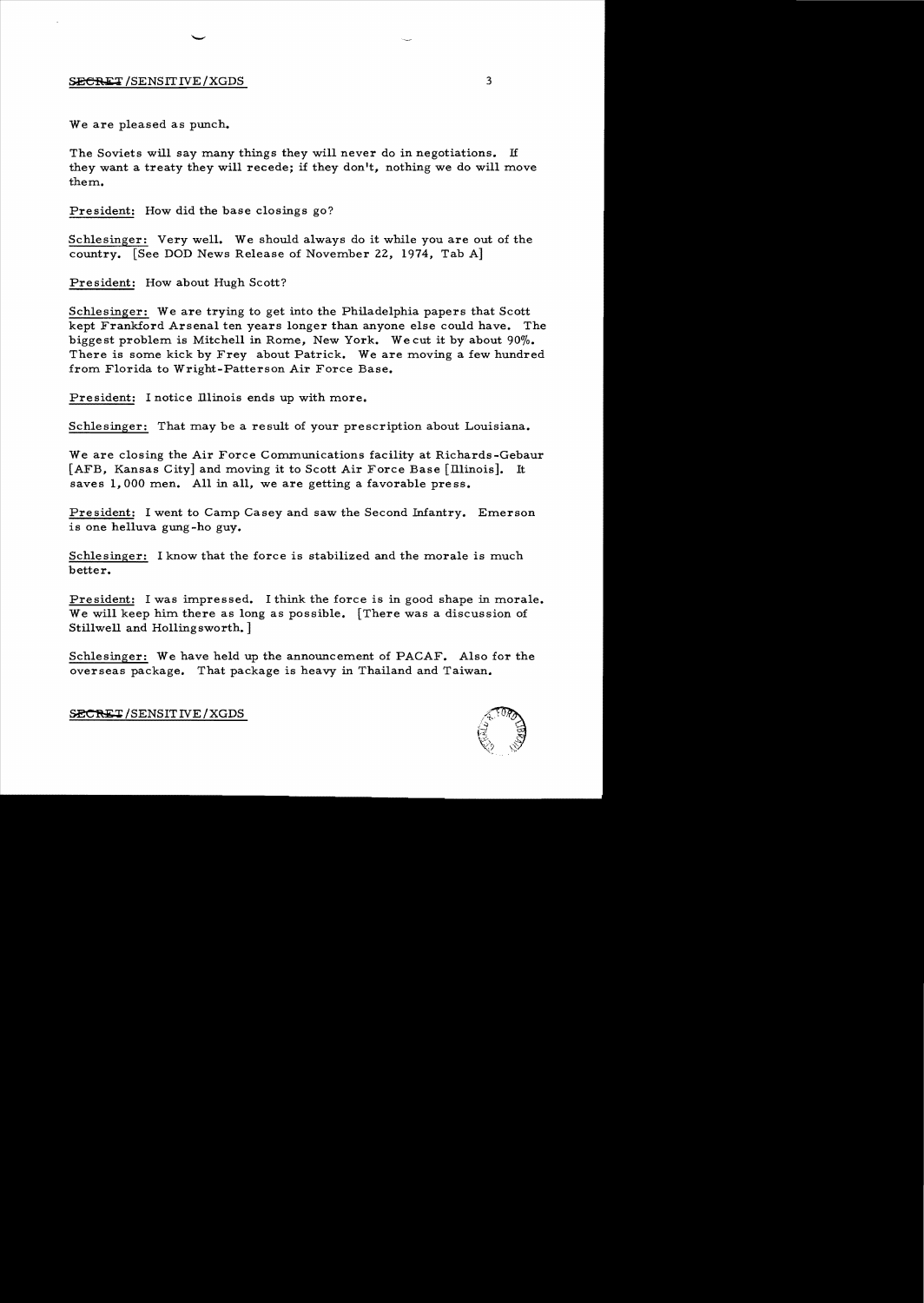We are pleased as punch.

The Soviets will say many things they will never do in negotiations. If they want a treaty they will recede; if they don't, nothing we do will move them.

President: How did the base closings go?

Schlesinger: Very well. We should always do it while you are out of the country. [See DOD News Release of November 22, 1974, Tab A]

President: How about Hugh Scott?

Schlesinger: We are trying to get into the Philadelphia papers that Scott kept Frankford Arsenal ten years longer than anyone else could have. The biggest problem is Mitchell in Rome, New York. We cut it by about 90%. There is some kick by Frey about Patrick. We are moving a few hundred from Florida to Wright-Patterson Air Force Base.

President: I notice Illinois ends up with more.

Schlesinger: That may be a result of your prescription about Louisiana.

We are closing the Air Force Communications facility at Richards-Gebaur [AFB, Kansas City] and moving it to Scott Air Force Base [Illinois]. It saves 1,000 men. All in all, we are getting a favorable press.

President: I went to Camp Casey and saw the Second Infantry. Emerson is one helluva gung-ho guy.

Schlesinger: I know that the force is stabilized and the morale is much better.

President: I was impressed. I think the force is in good shape in morale. We will keep him there as long as possible. [There was a discussion of Stillwell and Hollingsworth.]

Schlesinger: We have held up the announcement of PACAF. Also for the overseas package. That package is heavy in Thailand and Taiwan.

SECRET/SENSITIVE/XGDS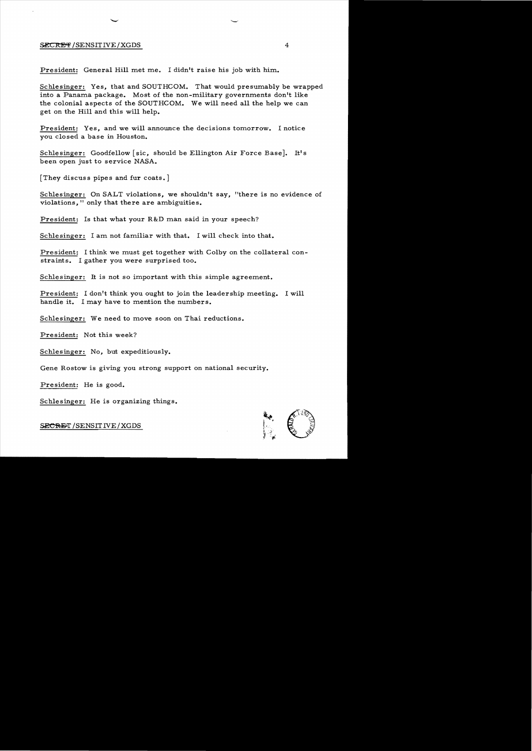President: General Hill met me. I didn't raise his job with him.

Schlesinger: Yes, that and SOUTHCOM. That would presumably be wrapped into a Panama package. Most of the non-military governments don't like the colonial aspects of the SOUTHCOM. We will need all the help we can get on the Hill and this will help.

President: Yes, and we will announce the decisions tomorrow. I notice you closed a base in Houston.

Schlesinger: Goodfellow [sic, should be Ellington Air Force Base]. It's been open just to service NASA.

[They discuss pipes and fur coats.]

Schlesinger: On SALT violations, we shouldn't say, "there is no evidence of violations," only that there are ambiguities.

President: Is that what your R&D man said in your speech?

Schlesinger: I am not familiar with that. I will check into that.

President: I think we must get together with Colby on the collateral constraints. I gather you were surprised too.

Schlesinger: It is not so important with this simple agreement.

President: I don't think you ought to join the leadership meeting. I will handle it. I may have to mention the numbers.

Schlesinger: We need to move soon on Thai reductions.

President: Not this week?

Schlesinger: No, but expeditiously.

Gene Rostow is giving you strong support on national security.

President: He is good.

Schlesinger: He is organizing things.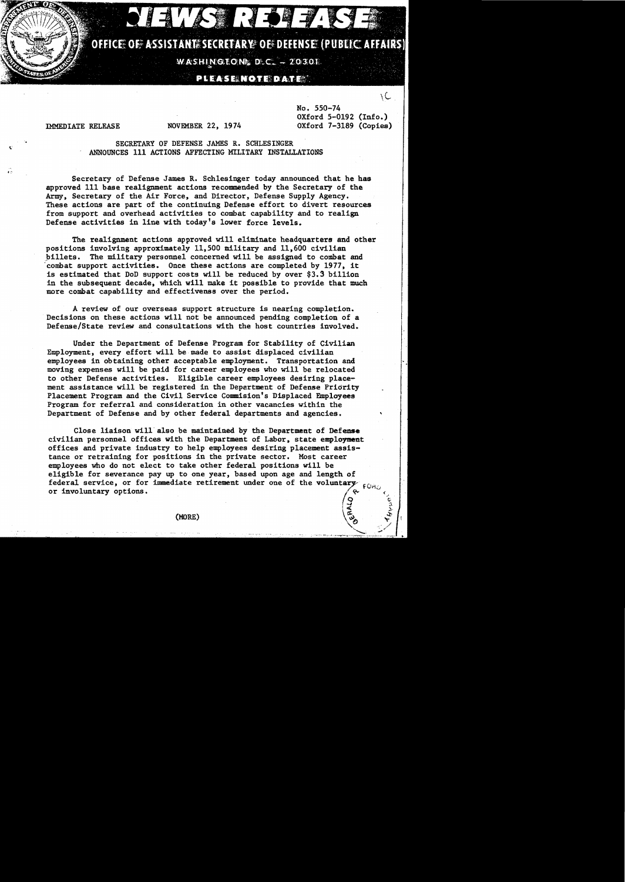# NEWS RELEASE

## OFFICE OF ASSISTANT SECRETARY OF DEFENSE (PUBLIC AFFAIRS)

WASHINGTON, D.C. - 20301

PLEASE NOTE DATE

No. 550-74
OXford 5-0192 (Info.)
OXford 7-3189 (Copies)

IMMEDIATE RELEASE NOVEMBER 22, 1974

SECRETARY OF DEFENSE JAMES R. SCHLESINGER
ANNOUNCES 111 ACTIONS AFFECTING MILITARY INSTALLATIONS

Secretary of Defense James R. Schlesinger today announced that he has approved 111 base realignment actions recommended by the Secretary of the Army, Secretary of the Air Force, and Director, Defense Supply Agency. These actions are part of the continuing Defense effort to divert resources from support and overhead activities to combat capability and to realign Defense activities in line with today's lower force levels.

The realignment actions approved will eliminate headquarters and other positions involving approximately 11,500 military and 11,600 civilian billets. The military personnel concerned will be assigned to combat and combat support activities. Once these actions are completed by 1977, it is estimated that DoD support costs will be reduced by over $3.3 billion in the subsequent decade, which will make it possible to provide that much more combat capability and effectivenss over the period.

A review of our overseas support structure is nearing completion. Decisions on these actions will not be announced pending completion of a Defense/State review and consultations with the host countries involved.

Under the Department of Defense Program for Stability of Civilian Employment, every effort will be made to assist displaced civilian employees in obtaining other acceptable employment. Transportation and moving expenses will be paid for career employees who will be relocated to other Defense activities. Eligible career employees desiring placement assistance will be registered in the Depertment of Defense Priority Placement Program and the Civil Service Commision's Displaced Employees Program for referral and consideration in other vacancies within the Department of Defense and by other federal departments and agencies.

Close liaison will also be maintained by the Department of Defense civilian personnel offices with the Department of Labor, state employment offices and private industry to help employees desiring placement assistance or retraining for positions in the private sector. Most career employees who do not elect to take other federal positions will be eligible for severance pay up to one year, based upon age and length of federal service, or for immediate retirement under one of the voluntary or involuntary options.

(MORE)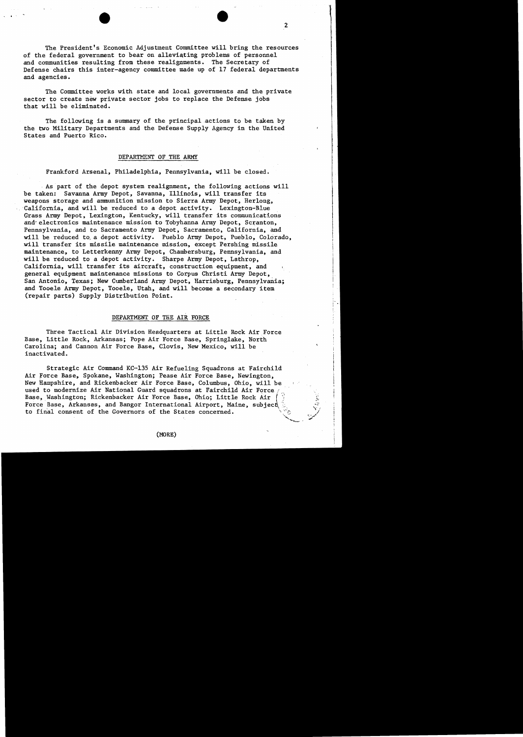The President's Economic Adjustment Committee will bring the resources of the federal government to bear on alleviating problems of personnel and communities resulting from these realignments. The Secretary of Defense chairs this inter-agency committee made up of 17 federal departments and agencies.

The Committee works with state and local governments and the private sector to create new private sector jobs to replace the Defense jobs that will be eliminated.

The following is a summary of the principal actions to be taken by the two Military Departments and the Defense Supply Agency in the United States and Puerto Rico.

## DEPARTMENT OF THE ARMY

Frankford Arsenal, Philadelphia, Pennsylvania, will be closed.

As part of the depot system realignment, the following actions will be taken: Savanna Army Depot, Savanna, Illinois, will transfer its weapons storage and ammunition mission to Sierra Army Depot, Herlong, California, and will be reduced to a depot activity. Lexington-Blue Grass Army Depot, Lexington, Kentucky, will transfer its communications and electronics maintenance mission to Tobyhanna Army Depot, Scranton, Pennsylvania, and to Sacramento Army Depot, Sacramento, California, and will be reduced to a depot activity. Pueblo Army Depot, Pueblo, Colorado, will transfer its missile maintenance mission, except Pershing missile maintenance, to Letterkenny Army Depot, Chambersburg, Pennsylvania, and will be reduced to a depot activity. Sharpe Army Depot, Lathrop, California, will transfer its aircraft, construction equipment, and general equipment maintenance missions to Corpus Christi Army Depot, San Antonio, Texas; New Cumberland Army Depot, Harrisburg, Pennsylvania; and Tooele Army Depot, Tooele, Utah, and will become a secondary item (repair parts) Supply Distribution Point.

## DEPARTMENT OF THE AIR FORCE

Three Tactical Air Division Headquarters at Little Rock Air Force Base, Little Rock, Arkansas; Pope Air Force Base, Springlake, North Carolina; and Cannon Air Force Base, Clovis, New Mexico, will be inactivated.

Strategic Air Command KC-135 Air Refueling Squadrons at Fairchild Air Force Base, Spokane, Washington; Pease Air Force Base, Newington, New Hampshire, and Rickenbacker Air Force Base, Columbus, Ohio, will be used to modernize Air National Guard squadrons at Fairchild Air Force Base, Washington; Rickenbacker Air Force Base, Ohio; Little Rock Air Force Base, Arkansas, and Bangor International Airport, Maine, subject to final consent of the Governors of the States concerned.

(MORE)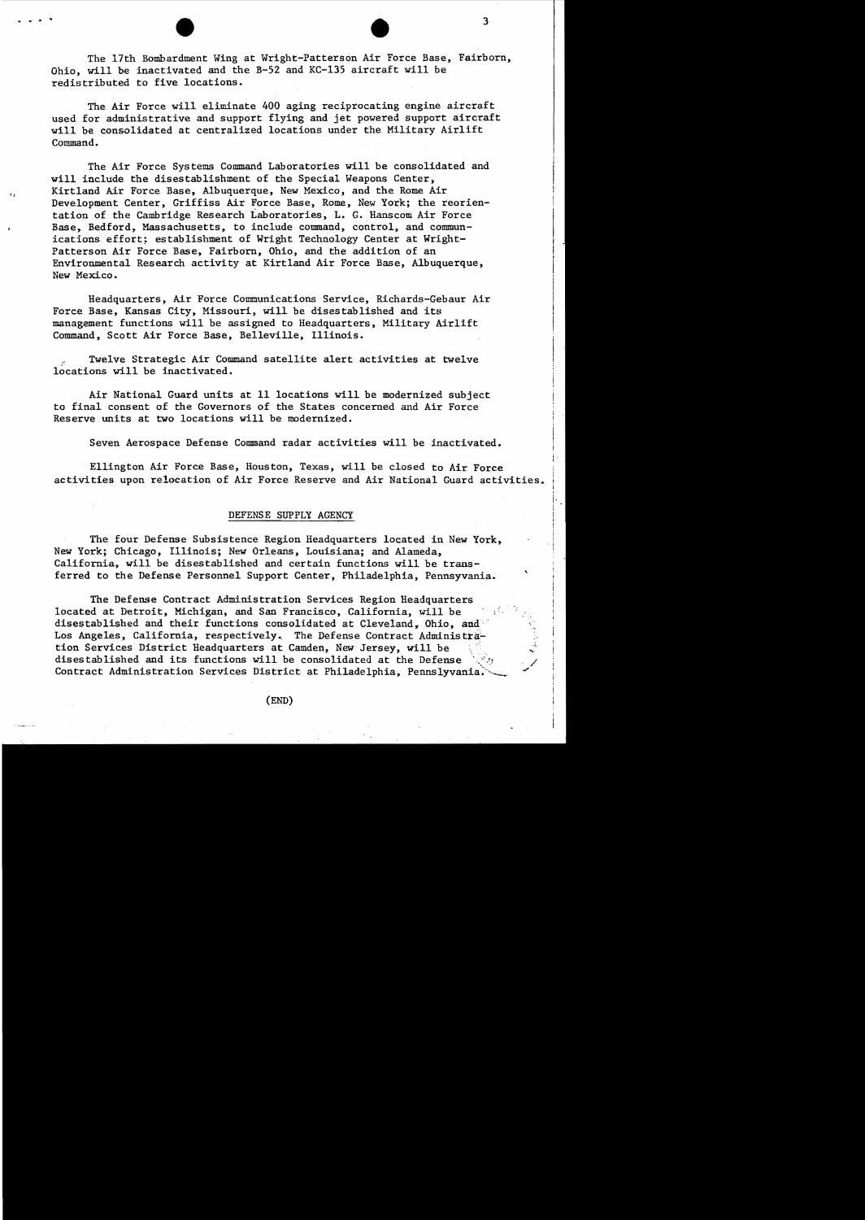The 17th Bombardment Wing at Wright-Patterson Air Force Base, Fairborn, Ohio, will be inactivated and the B-52 and KC-135 aircraft will be redistributed to five locations.

The Air Force will eliminate 400 aging reciprocating engine aircraft used for administrative and support flying and jet powered support aircraft will be consolidated at centralized locations under the Military Airlift Command.

The Air Force Systems Command Laboratories will be consolidated and will include the disestablishment of the Special Weapons Center, Kirtland Air Force Base, Albuquerque, New Mexico, and the Rome Air Development Center, Griffiss Air Force Base, Rome, New York; the reorientation of the Cambridge Research Laboratories, L. G. Hanscom Air Force Base, Bedford, Massachusetts, to include command, control, and communications effort; establishment of Wright Technology Center at Wright-Patterson Air Force Base, Fairborn, Ohio, and the addition of an Environmental Research activity at Kirtland Air Force Base, Albuquerque, New Mexico.

Headquarters, Air Force Communications Service, Richards-Gebaur Air Force Base, Kansas City, Missouri, will be disestablished and its management functions will be assigned to Headquarters, Military Airlift Command, Scott Air Force Base, Belleville, Illinois.

Twelve Strategic Air Command satellite alert activities at twelve locations will be inactivated.

Air National Guard units at 11 locations will be modernized subject to final consent of the Governors of the States concerned and Air Force Reserve units at two locations will be modernized.

Seven Aerospace Defense Command radar activities will be inactivated.

Ellington Air Force Base, Houston, Texas, will be closed to Air Force activities upon relocation of Air Force Reserve and Air National Guard activities.

## DEFENSE SUPPLY AGENCY

The four Defense Subsistence Region Headquarters located in New York, New York; Chicago, Illinois; New Orleans, Louisiana; and Alameda, California, will be disestablished and certain functions will be transferred to the Defense Personnel Support Center, Philadelphia, Pennsyvania.

The Defense Contract Administration Services Region Headquarters located at Detroit, Michigan, and San Francisco, California, will be disestablished and their functions consolidated at Cleveland, Ohio, and Los Angeles, California, respectively. The Defense Contract Administration Services District Headquarters at Camden, New Jersey, will be disestablished and its functions will be consolidated at the Defense Contract Administration Services District at Philadelphia, Pennslyvania.

(END)